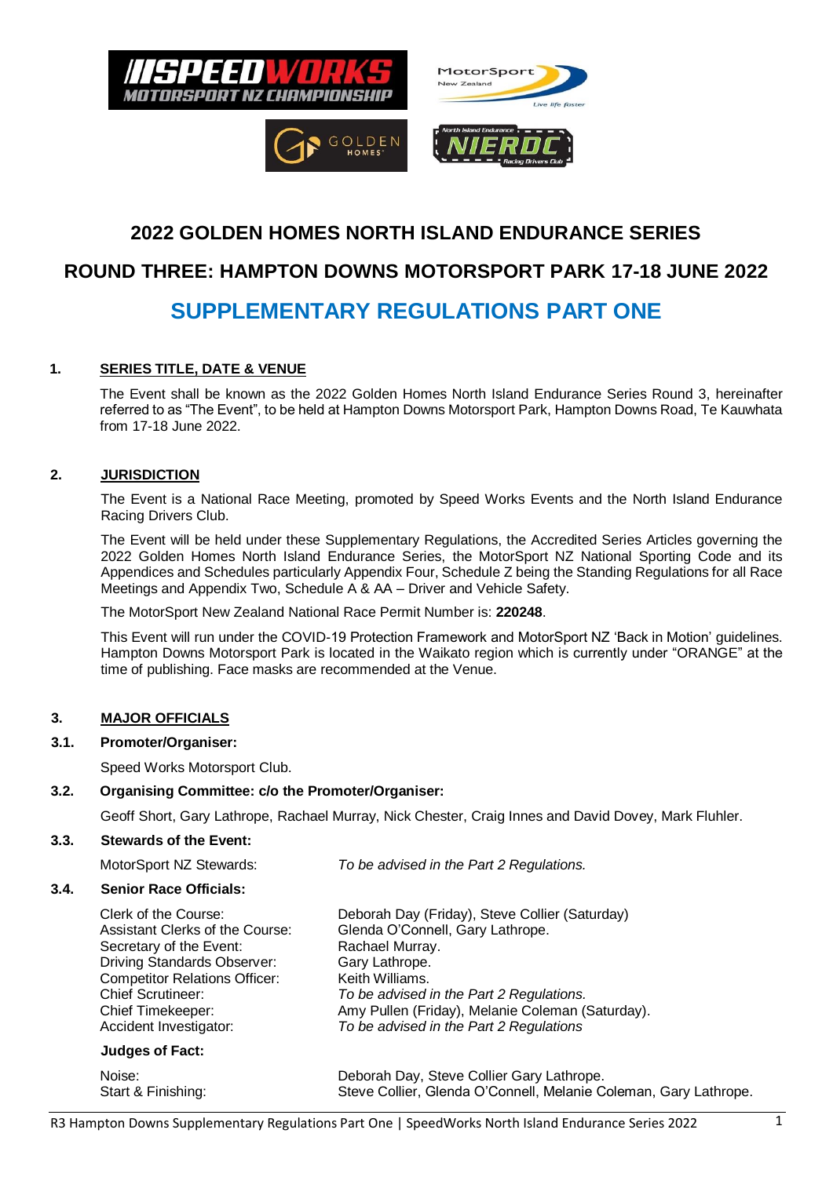# 2022 GOLDEN HOMES NORTH ISLAND ENDURANCE SERIES

# ROUND THREE: HAMPTON DOWNS MOTORSPORT PARK 17-18 JUNE 2022

## SUPPLEMENTARY REGULATIONS PART ONE

### 1. SERIES TITLE, DATE & VENUE

The Event shall be known as the 2022 Golden Homes North Island Endurance Series Round 3, hereinafter referred to as "The Event", to be held at Hampton Downs Motorsport Park, Hampton Downs Road, Te Kauwhata from 17-18 June 2022.

### 2. JURISDICTION

The Event is a National Race Meeting, promoted by Speed Works Events and the North Island Endurance Racing Drivers Club.

The Event will be held under these Supplementary Regulations, the Accredited Series Articles governing the 2022 Golden Homes North Island Endurance Series, the MotorSport NZ National Sporting Code and its Appendices and Schedules particularly Appendix Four, Schedule Z being the Standing Regulations for all Race Meetings and Appendix Two, Schedule A & AA – Driver and Vehicle Safety.

The MotorSport New Zealand National Race Permit Number is: **220248**.

This Event will run under the COVID-19 Protection Framework and MotorSport NZ 'Back in Motion' guidelines. Hampton Downs Motorsport Park is located in the Waikato region which is currently under "ORANGE" at the time of publishing. Face masks are recommended at the Venue.

### 3. MAJOR OFFICIALS

**3.1. Promoter/Organiser:**

Speed Works Motorsport Club.

**3.2. Organising Committee: c/o the Promoter/Organiser:**

Geoff Short, Gary Lathrope, Rachael Murray, Nick Chester, Craig Innes and David Dovey, Mark Fluhler.

**3.3. Stewards of the Event:**

MotorSport NZ Stewards: *To be advised in the Part 2 Regulations.*

**3.4. Senior Race Officials:**

| | |
|---|---|
| Clerk of the Course: | Deborah Day (Friday), Steve Collier (Saturday) |
| Assistant Clerks of the Course: | Glenda O'Connell, Gary Lathrope. |
| Secretary of the Event: | Rachael Murray. |
| Driving Standards Observer: | Gary Lathrope. |
| Competitor Relations Officer: | Keith Williams. |
| Chief Scrutineer: | *To be advised in the Part 2 Regulations.* |
| Chief Timekeeper: | Amy Pullen (Friday), Melanie Coleman (Saturday). |
| Accident Investigator: | *To be advised in the Part 2 Regulations* |

**Judges of Fact:**

| | |
|---|---|
| Noise: | Deborah Day, Steve Collier Gary Lathrope. |
| Start & Finishing: | Steve Collier, Glenda O'Connell, Melanie Coleman, Gary Lathrope. |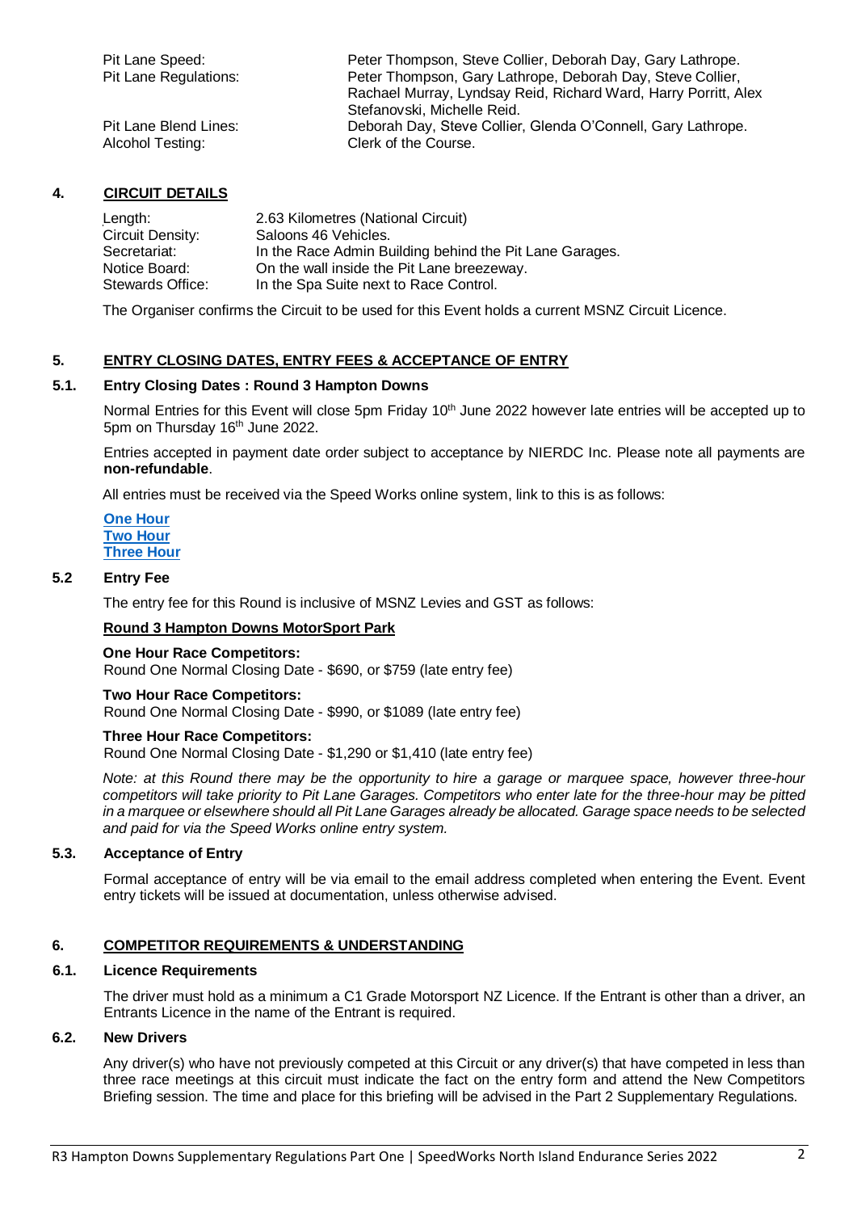| | |
|---|---|
| Pit Lane Speed: | Peter Thompson, Steve Collier, Deborah Day, Gary Lathrope. |
| Pit Lane Regulations: | Peter Thompson, Gary Lathrope, Deborah Day, Steve Collier, Rachael Murray, Lyndsay Reid, Richard Ward, Harry Porritt, Alex Stefanovski, Michelle Reid. |
| Pit Lane Blend Lines: | Deborah Day, Steve Collier, Glenda O'Connell, Gary Lathrope. |
| Alcohol Testing: | Clerk of the Course. |

## 4. CIRCUIT DETAILS

| | |
|---|---|
| Length: | 2.63 Kilometres (National Circuit) |
| Circuit Density: | Saloons 46 Vehicles. |
| Secretariat: | In the Race Admin Building behind the Pit Lane Garages. |
| Notice Board: | On the wall inside the Pit Lane breezeway. |
| Stewards Office: | In the Spa Suite next to Race Control. |

The Organiser confirms the Circuit to be used for this Event holds a current MSNZ Circuit Licence.

## 5. ENTRY CLOSING DATES, ENTRY FEES & ACCEPTANCE OF ENTRY

### 5.1. Entry Closing Dates : Round 3 Hampton Downs

Normal Entries for this Event will close 5pm Friday 10th June 2022 however late entries will be accepted up to 5pm on Thursday 16th June 2022.

Entries accepted in payment date order subject to acceptance by NIERDC Inc. Please note all payments are **non-refundable**.

All entries must be received via the Speed Works online system, link to this is as follows:

**One Hour**
**Two Hour**
**Three Hour**

### 5.2 Entry Fee

The entry fee for this Round is inclusive of MSNZ Levies and GST as follows:

**Round 3 Hampton Downs MotorSport Park**

**One Hour Race Competitors:**
Round One Normal Closing Date - $690, or $759 (late entry fee)

**Two Hour Race Competitors:**
Round One Normal Closing Date - $990, or $1089 (late entry fee)

**Three Hour Race Competitors:**
Round One Normal Closing Date - $1,290 or $1,410 (late entry fee)

*Note: at this Round there may be the opportunity to hire a garage or marquee space, however three-hour competitors will take priority to Pit Lane Garages. Competitors who enter late for the three-hour may be pitted in a marquee or elsewhere should all Pit Lane Garages already be allocated. Garage space needs to be selected and paid for via the Speed Works online entry system.*

### 5.3. Acceptance of Entry

Formal acceptance of entry will be via email to the email address completed when entering the Event. Event entry tickets will be issued at documentation, unless otherwise advised.

## 6. COMPETITOR REQUIREMENTS & UNDERSTANDING

### 6.1. Licence Requirements

The driver must hold as a minimum a C1 Grade Motorsport NZ Licence. If the Entrant is other than a driver, an Entrants Licence in the name of the Entrant is required.

### 6.2. New Drivers

Any driver(s) who have not previously competed at this Circuit or any driver(s) that have competed in less than three race meetings at this circuit must indicate the fact on the entry form and attend the New Competitors Briefing session. The time and place for this briefing will be advised in the Part 2 Supplementary Regulations.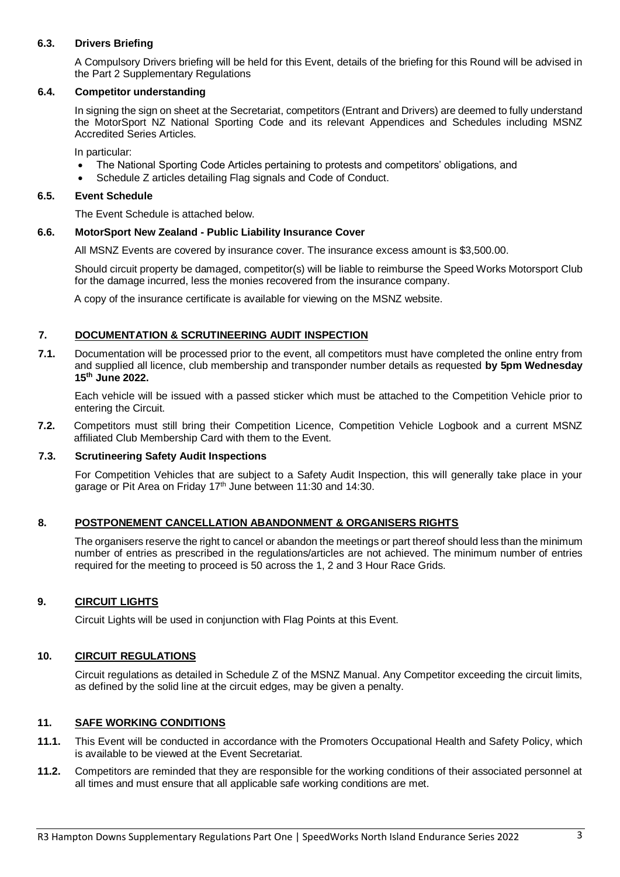### 6.3. Drivers Briefing

A Compulsory Drivers briefing will be held for this Event, details of the briefing for this Round will be advised in the Part 2 Supplementary Regulations

### 6.4. Competitor understanding

In signing the sign on sheet at the Secretariat, competitors (Entrant and Drivers) are deemed to fully understand the MotorSport NZ National Sporting Code and its relevant Appendices and Schedules including MSNZ Accredited Series Articles.

In particular:

- The National Sporting Code Articles pertaining to protests and competitors' obligations, and
- Schedule Z articles detailing Flag signals and Code of Conduct.

### 6.5. Event Schedule

The Event Schedule is attached below.

### 6.6. MotorSport New Zealand - Public Liability Insurance Cover

All MSNZ Events are covered by insurance cover. The insurance excess amount is $3,500.00.

Should circuit property be damaged, competitor(s) will be liable to reimburse the Speed Works Motorsport Club for the damage incurred, less the monies recovered from the insurance company.

A copy of the insurance certificate is available for viewing on the MSNZ website.

## 7. DOCUMENTATION & SCRUTINEERING AUDIT INSPECTION

**7.1.** Documentation will be processed prior to the event, all competitors must have completed the online entry from and supplied all licence, club membership and transponder number details as requested **by 5pm Wednesday 15th June 2022.**

Each vehicle will be issued with a passed sticker which must be attached to the Competition Vehicle prior to entering the Circuit.

**7.2.** Competitors must still bring their Competition Licence, Competition Vehicle Logbook and a current MSNZ affiliated Club Membership Card with them to the Event.

### 7.3. Scrutineering Safety Audit Inspections

For Competition Vehicles that are subject to a Safety Audit Inspection, this will generally take place in your garage or Pit Area on Friday 17th June between 11:30 and 14:30.

## 8. POSTPONEMENT CANCELLATION ABANDONMENT & ORGANISERS RIGHTS

The organisers reserve the right to cancel or abandon the meetings or part thereof should less than the minimum number of entries as prescribed in the regulations/articles are not achieved. The minimum number of entries required for the meeting to proceed is 50 across the 1, 2 and 3 Hour Race Grids.

## 9. CIRCUIT LIGHTS

Circuit Lights will be used in conjunction with Flag Points at this Event.

## 10. CIRCUIT REGULATIONS

Circuit regulations as detailed in Schedule Z of the MSNZ Manual. Any Competitor exceeding the circuit limits, as defined by the solid line at the circuit edges, may be given a penalty.

## 11. SAFE WORKING CONDITIONS

**11.1.** This Event will be conducted in accordance with the Promoters Occupational Health and Safety Policy, which is available to be viewed at the Event Secretariat.

**11.2.** Competitors are reminded that they are responsible for the working conditions of their associated personnel at all times and must ensure that all applicable safe working conditions are met.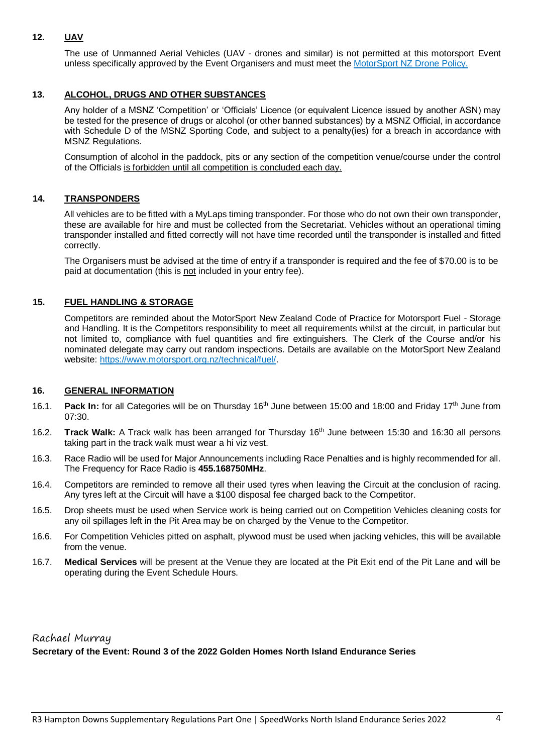## 12. UAV

The use of Unmanned Aerial Vehicles (UAV - drones and similar) is not permitted at this motorsport Event unless specifically approved by the Event Organisers and must meet the [MotorSport NZ Drone Policy.](#)

## 13. ALCOHOL, DRUGS AND OTHER SUBSTANCES

Any holder of a MSNZ 'Competition' or 'Officials' Licence (or equivalent Licence issued by another ASN) may be tested for the presence of drugs or alcohol (or other banned substances) by a MSNZ Official, in accordance with Schedule D of the MSNZ Sporting Code, and subject to a penalty(ies) for a breach in accordance with MSNZ Regulations.

Consumption of alcohol in the paddock, pits or any section of the competition venue/course under the control of the Officials is forbidden until all competition is concluded each day.

## 14. TRANSPONDERS

All vehicles are to be fitted with a MyLaps timing transponder. For those who do not own their own transponder, these are available for hire and must be collected from the Secretariat. Vehicles without an operational timing transponder installed and fitted correctly will not have time recorded until the transponder is installed and fitted correctly.

The Organisers must be advised at the time of entry if a transponder is required and the fee of $70.00 is to be paid at documentation (this is not included in your entry fee).

## 15. FUEL HANDLING & STORAGE

Competitors are reminded about the MotorSport New Zealand Code of Practice for Motorsport Fuel - Storage and Handling. It is the Competitors responsibility to meet all requirements whilst at the circuit, in particular but not limited to, compliance with fuel quantities and fire extinguishers. The Clerk of the Course and/or his nominated delegate may carry out random inspections. Details are available on the MotorSport New Zealand website: [https://www.motorsport.org.nz/technical/fuel/](https://www.motorsport.org.nz/technical/fuel/).

## 16. GENERAL INFORMATION

16.1. **Pack In:** for all Categories will be on Thursday 16th June between 15:00 and 18:00 and Friday 17th June from 07:30.

16.2. **Track Walk:** A Track walk has been arranged for Thursday 16th June between 15:30 and 16:30 all persons taking part in the track walk must wear a hi viz vest.

16.3. Race Radio will be used for Major Announcements including Race Penalties and is highly recommended for all. The Frequency for Race Radio is **455.168750MHz**.

16.4. Competitors are reminded to remove all their used tyres when leaving the Circuit at the conclusion of racing. Any tyres left at the Circuit will have a $100 disposal fee charged back to the Competitor.

16.5. Drop sheets must be used when Service work is being carried out on Competition Vehicles cleaning costs for any oil spillages left in the Pit Area may be on charged by the Venue to the Competitor.

16.6. For Competition Vehicles pitted on asphalt, plywood must be used when jacking vehicles, this will be available from the venue.

16.7. **Medical Services** will be present at the Venue they are located at the Pit Exit end of the Pit Lane and will be operating during the Event Schedule Hours.

Rachael Murray

**Secretary of the Event: Round 3 of the 2022 Golden Homes North Island Endurance Series**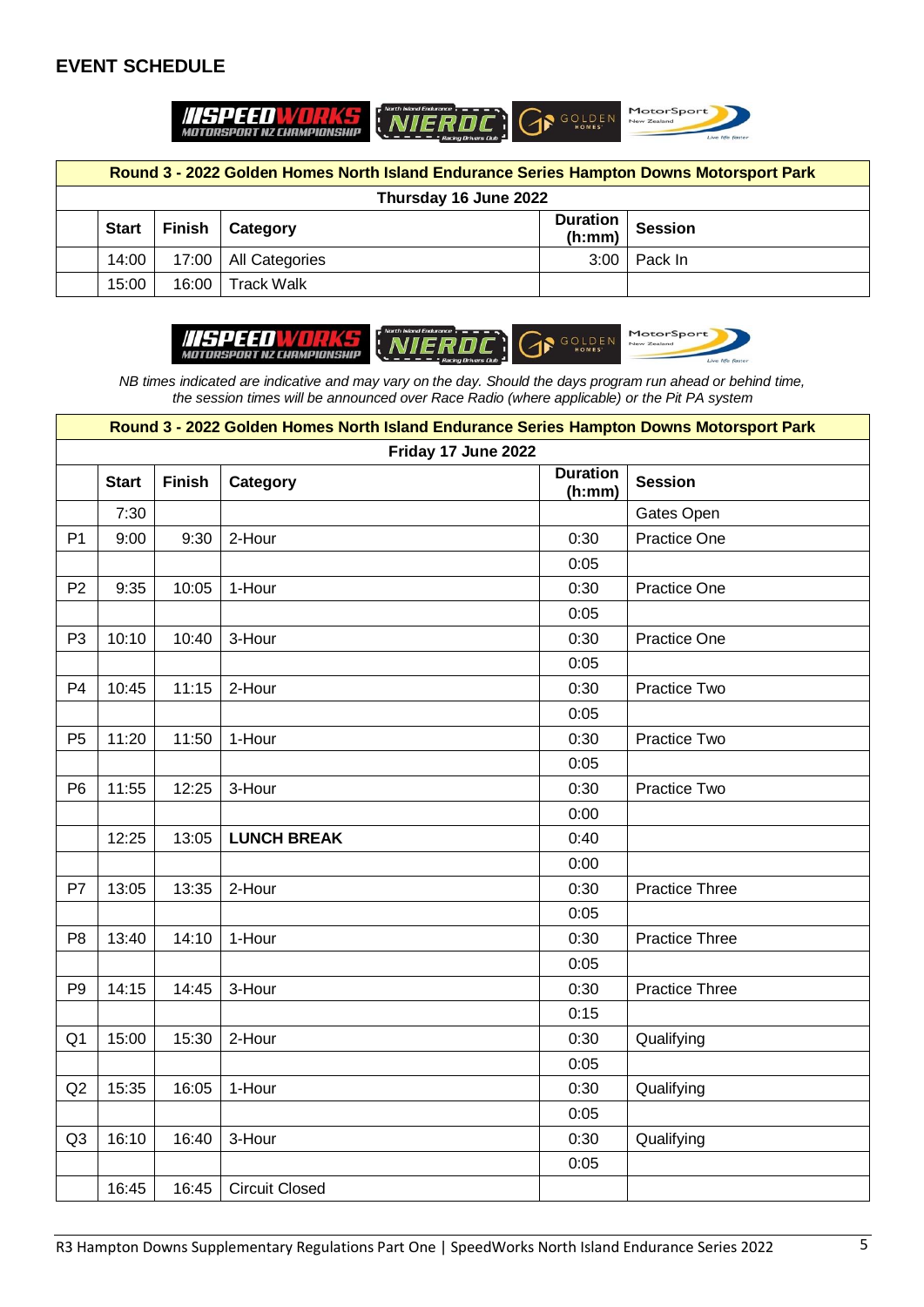## EVENT SCHEDULE

| Round 3 - 2022 Golden Homes North Island Endurance Series Hampton Downs Motorsport Park | | | | | |
|---|---|---|---|---|---|
| Thursday 16 June 2022 | | | | | |
| | **Start** | **Finish** | **Category** | **Duration (h:mm)** | **Session** |
| | 14:00 | 17:00 | All Categories | 3:00 | Pack In |
| | 15:00 | 16:00 | Track Walk | | |

*NB times indicated are indicative and may vary on the day. Should the days program run ahead or behind time, the session times will be announced over Race Radio (where applicable) or the Pit PA system*

| Round 3 - 2022 Golden Homes North Island Endurance Series Hampton Downs Motorsport Park | | | | | |
|---|---|---|---|---|---|
| Friday 17 June 2022 | | | | | |
| | **Start** | **Finish** | **Category** | **Duration (h:mm)** | **Session** |
| | 7:30 | | | | Gates Open |
| P1 | 9:00 | 9:30 | 2-Hour | 0:30 | Practice One |
| | | | | 0:05 | |
| P2 | 9:35 | 10:05 | 1-Hour | 0:30 | Practice One |
| | | | | 0:05 | |
| P3 | 10:10 | 10:40 | 3-Hour | 0:30 | Practice One |
| | | | | 0:05 | |
| P4 | 10:45 | 11:15 | 2-Hour | 0:30 | Practice Two |
| | | | | 0:05 | |
| P5 | 11:20 | 11:50 | 1-Hour | 0:30 | Practice Two |
| | | | | 0:05 | |
| P6 | 11:55 | 12:25 | 3-Hour | 0:30 | Practice Two |
| | | | | 0:00 | |
| | 12:25 | 13:05 | **LUNCH BREAK** | 0:40 | |
| | | | | 0:00 | |
| P7 | 13:05 | 13:35 | 2-Hour | 0:30 | Practice Three |
| | | | | 0:05 | |
| P8 | 13:40 | 14:10 | 1-Hour | 0:30 | Practice Three |
| | | | | 0:05 | |
| P9 | 14:15 | 14:45 | 3-Hour | 0:30 | Practice Three |
| | | | | 0:15 | |
| Q1 | 15:00 | 15:30 | 2-Hour | 0:30 | Qualifying |
| | | | | 0:05 | |
| Q2 | 15:35 | 16:05 | 1-Hour | 0:30 | Qualifying |
| | | | | 0:05 | |
| Q3 | 16:10 | 16:40 | 3-Hour | 0:30 | Qualifying |
| | | | | 0:05 | |
| | 16:45 | 16:45 | Circuit Closed | | |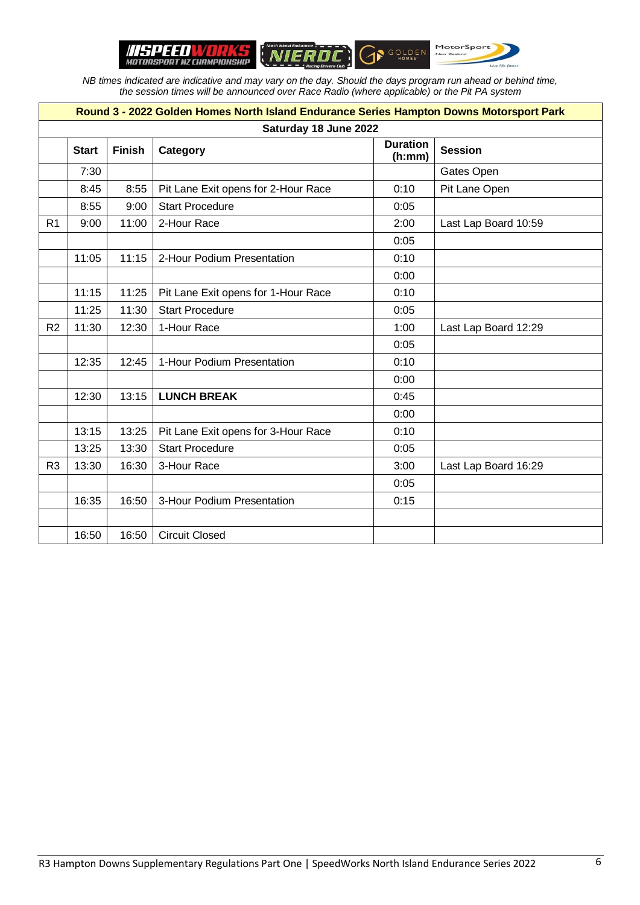*NB times indicated are indicative and may vary on the day. Should the days program run ahead or behind time, the session times will be announced over Race Radio (where applicable) or the Pit PA system*

**Round 3 - 2022 Golden Homes North Island Endurance Series Hampton Downs Motorsport Park**

**Saturday 18 June 2022**

| | Start | Finish | Category | Duration (h:mm) | Session |
|---|---|---|---|---|---|
| | 7:30 | | | | Gates Open |
| | 8:45 | 8:55 | Pit Lane Exit opens for 2-Hour Race | 0:10 | Pit Lane Open |
| | 8:55 | 9:00 | Start Procedure | 0:05 | |
| R1 | 9:00 | 11:00 | 2-Hour Race | 2:00 | Last Lap Board 10:59 |
| | | | | 0:05 | |
| | 11:05 | 11:15 | 2-Hour Podium Presentation | 0:10 | |
| | | | | 0:00 | |
| | 11:15 | 11:25 | Pit Lane Exit opens for 1-Hour Race | 0:10 | |
| | 11:25 | 11:30 | Start Procedure | 0:05 | |
| R2 | 11:30 | 12:30 | 1-Hour Race | 1:00 | Last Lap Board 12:29 |
| | | | | 0:05 | |
| | 12:35 | 12:45 | 1-Hour Podium Presentation | 0:10 | |
| | | | | 0:00 | |
| | 12:30 | 13:15 | **LUNCH BREAK** | 0:45 | |
| | | | | 0:00 | |
| | 13:15 | 13:25 | Pit Lane Exit opens for 3-Hour Race | 0:10 | |
| | 13:25 | 13:30 | Start Procedure | 0:05 | |
| R3 | 13:30 | 16:30 | 3-Hour Race | 3:00 | Last Lap Board 16:29 |
| | | | | 0:05 | |
| | 16:35 | 16:50 | 3-Hour Podium Presentation | 0:15 | |
| | | | | | |
| | 16:50 | 16:50 | Circuit Closed | | |